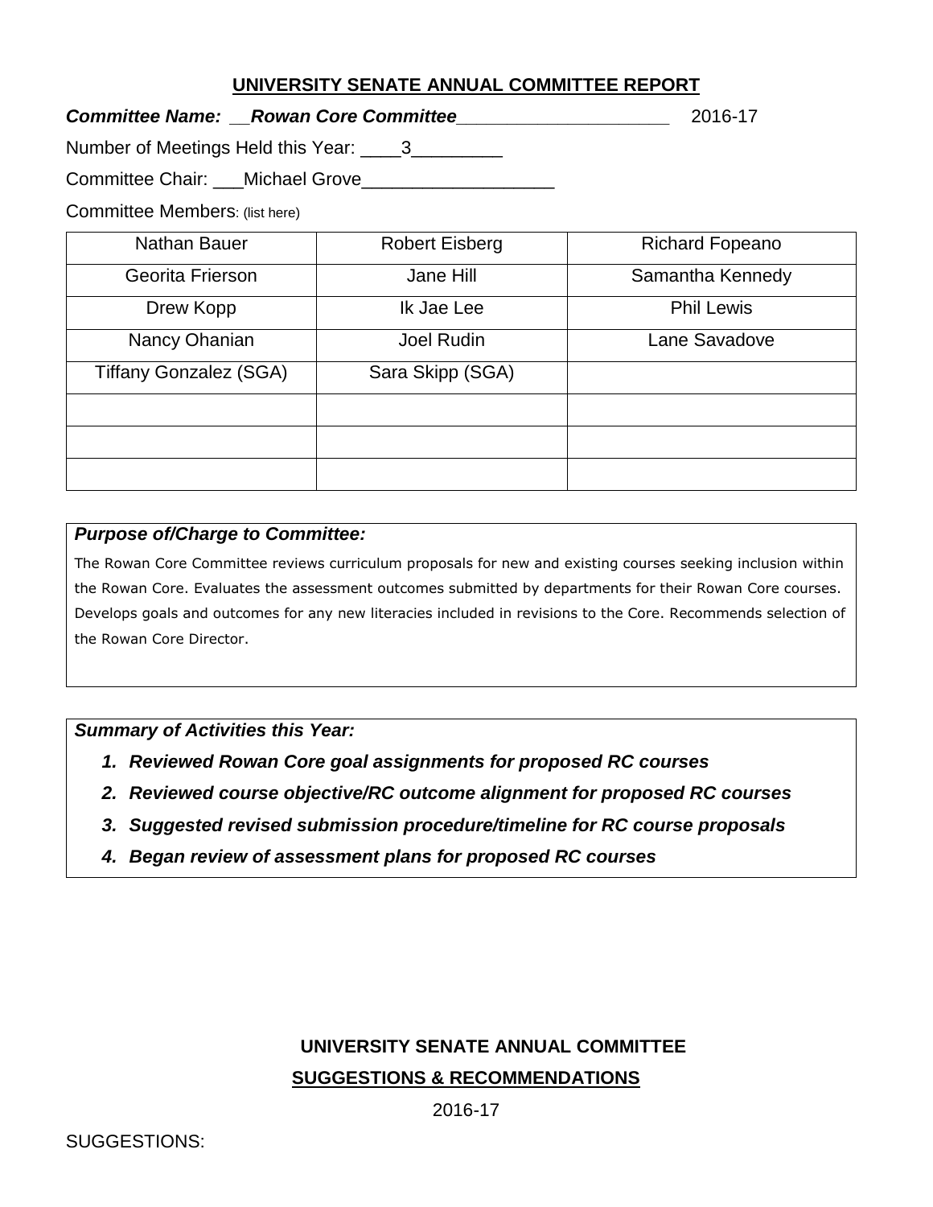## UNIVERSITY SENATE ANNUAL COMMITTEE REPORT

***Committee Name: __Rowan Core Committee_____________________*** 2016-17

Number of Meetings Held this Year: ____3_________

Committee Chair: ___Michael Grove___________________

Committee Members: (list here)

| Nathan Bauer | Robert Eisberg | Richard Fopeano |
|---|---|---|
| Georita Frierson | Jane Hill | Samantha Kennedy |
| Drew Kopp | Ik Jae Lee | Phil Lewis |
| Nancy Ohanian | Joel Rudin | Lane Savadove |
| Tiffany Gonzalez (SGA) | Sara Skipp (SGA) | |
| | | |
| | | |
| | | |

***Purpose of/Charge to Committee:***

The Rowan Core Committee reviews curriculum proposals for new and existing courses seeking inclusion within the Rowan Core. Evaluates the assessment outcomes submitted by departments for their Rowan Core courses. Develops goals and outcomes for any new literacies included in revisions to the Core. Recommends selection of the Rowan Core Director.

***Summary of Activities this Year:***

1. ***Reviewed Rowan Core goal assignments for proposed RC courses***
2. ***Reviewed course objective/RC outcome alignment for proposed RC courses***
3. ***Suggested revised submission procedure/timeline for RC course proposals***
4. ***Began review of assessment plans for proposed RC courses***

## UNIVERSITY SENATE ANNUAL COMMITTEE SUGGESTIONS & RECOMMENDATIONS

2016-17

SUGGESTIONS: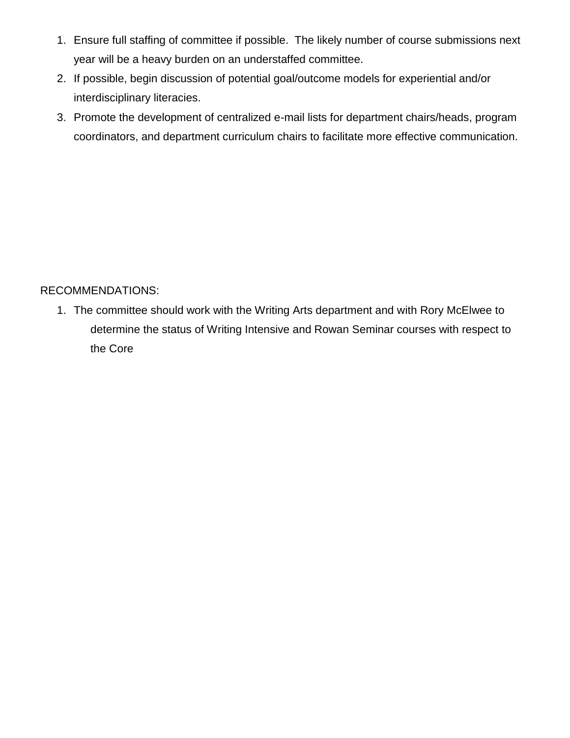1. Ensure full staffing of committee if possible. The likely number of course submissions next year will be a heavy burden on an understaffed committee.
2. If possible, begin discussion of potential goal/outcome models for experiential and/or interdisciplinary literacies.
3. Promote the development of centralized e-mail lists for department chairs/heads, program coordinators, and department curriculum chairs to facilitate more effective communication.

RECOMMENDATIONS:

1. The committee should work with the Writing Arts department and with Rory McElwee to determine the status of Writing Intensive and Rowan Seminar courses with respect to the Core